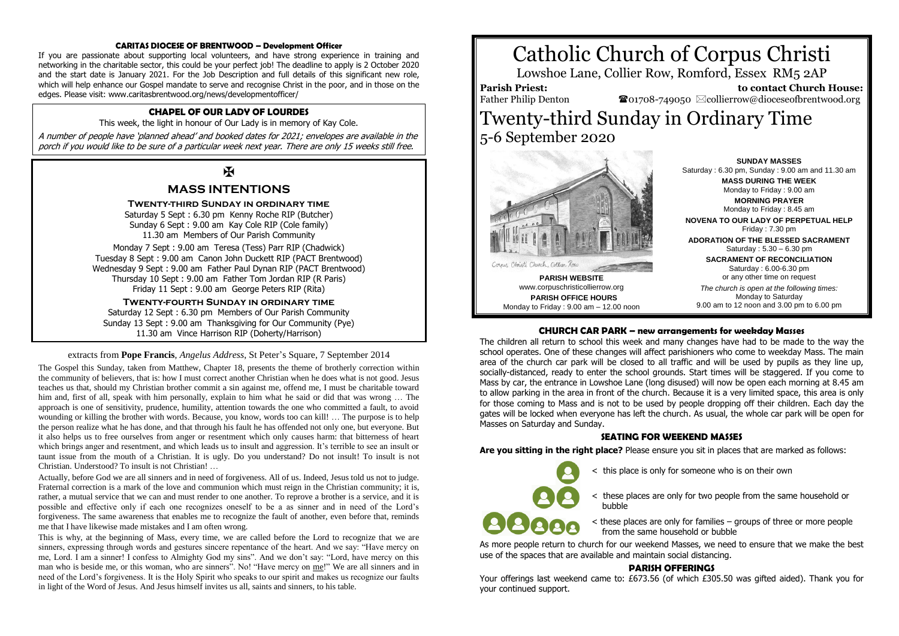# Catholic Church of Corpus Christi

Lowshoe Lane, Collier Row, Romford, Essex RM5 2AP

**Parish Priest:** Father Philip Denton

**to contact Church House:** ☎01708-749050 ✉collierrow@dioceseofbrentwood.org

# Twenty-third Sunday in Ordinary Time

## 5-6 September 2020

Corpus Christi Church, Collier Row

**PARISH WEBSITE**
www.corpuschristicollierrow.org

**PARISH OFFICE HOURS**
Monday to Friday : 9.00 am – 12.00 noon

**SUNDAY MASSES**
Saturday : 6.30 pm, Sunday : 9.00 am and 11.30 am

**MASS DURING THE WEEK**
Monday to Friday : 9.00 am

**MORNING PRAYER**
Monday to Friday : 8.45 am

**NOVENA TO OUR LADY OF PERPETUAL HELP**
Friday : 7.30 pm

**ADORATION OF THE BLESSED SACRAMENT**
Saturday : 5.30 – 6.30 pm

**SACRAMENT OF RECONCILIATION**
Saturday : 6.00-6.30 pm
or any other time on request

*The church is open at the following times:*
Monday to Saturday
9.00 am to 12 noon and 3.00 pm to 6.00 pm

### CARITAS DIOCESE OF BRENTWOOD – Development Officer

If you are passionate about supporting local volunteers, and have strong experience in training and networking in the charitable sector, this could be your perfect job! The deadline to apply is 2 October 2020 and the start date is January 2021. For the Job Description and full details of this significant new role, which will help enhance our Gospel mandate to serve and recognise Christ in the poor, and in those on the edges. Please visit: www.caritasbrentwood.org/news/developmentofficer/

### CHAPEL OF OUR LADY OF LOURDES

This week, the light in honour of Our Lady is in memory of Kay Cole.

*A number of people have 'planned ahead' and booked dates for 2021; envelopes are available in the porch if you would like to be sure of a particular week next year. There are only 15 weeks still free.*

✠

### MASS INTENTIONS

**Twenty-third Sunday in ordinary time**

Saturday 5 Sept : 6.30 pm Kenny Roche RIP (Butcher)
Sunday 6 Sept : 9.00 am Kay Cole RIP (Cole family)
11.30 am Members of Our Parish Community

Monday 7 Sept : 9.00 am Teresa (Tess) Parr RIP (Chadwick)
Tuesday 8 Sept : 9.00 am Canon John Duckett RIP (PACT Brentwood)
Wednesday 9 Sept : 9.00 am Father Paul Dynan RIP (PACT Brentwood)
Thursday 10 Sept : 9.00 am Father Tom Jordan RIP (R Paris)
Friday 11 Sept : 9.00 am George Peters RIP (Rita)

**Twenty-fourth Sunday in ordinary time**

Saturday 12 Sept : 6.30 pm Members of Our Parish Community
Sunday 13 Sept : 9.00 am Thanksgiving for Our Community (Pye)
11.30 am Vince Harrison RIP (Doherty/Harrison)

extracts from **Pope Francis**, *Angelus Address*, St Peter's Square, 7 September 2014

The Gospel this Sunday, taken from Matthew, Chapter 18, presents the theme of brotherly correction within the community of believers, that is: how I must correct another Christian when he does what is not good. Jesus teaches us that, should my Christian brother commit a sin against me, offend me, I must be charitable toward him and, first of all, speak with him personally, explain to him what he said or did that was wrong … The approach is one of sensitivity, prudence, humility, attention towards the one who committed a fault, to avoid wounding or killing the brother with words. Because, you know, words too can kill! … The purpose is to help the person realize what he has done, and that through his fault he has offended not only one, but everyone. But it also helps us to free ourselves from anger or resentment which only causes harm: that bitterness of heart which brings anger and resentment, and which leads us to insult and aggression. It's terrible to see an insult or taunt issue from the mouth of a Christian. It is ugly. Do you understand? Do not insult! To insult is not Christian. Understood? To insult is not Christian! …

Actually, before God we are all sinners and in need of forgiveness. All of us. Indeed, Jesus told us not to judge. Fraternal correction is a mark of the love and communion which must reign in the Christian community; it is, rather, a mutual service that we can and must render to one another. To reprove a brother is a service, and it is possible and effective only if each one recognizes oneself to be a as sinner and in need of the Lord's forgiveness. The same awareness that enables me to recognize the fault of another, even before that, reminds me that I have likewise made mistakes and I am often wrong.

This is why, at the beginning of Mass, every time, we are called before the Lord to recognize that we are sinners, expressing through words and gestures sincere repentance of the heart. And we say: "Have mercy on me, Lord. I am a sinner! I confess to Almighty God my sins". And we don't say: "Lord, have mercy on this man who is beside me, or this woman, who are sinners". No! "Have mercy on me!" We are all sinners and in need of the Lord's forgiveness. It is the Holy Spirit who speaks to our spirit and makes us recognize our faults in light of the Word of Jesus. And Jesus himself invites us all, saints and sinners, to his table.

### CHURCH CAR PARK – new arrangements for weekday Masses

The children all return to school this week and many changes have had to be made to the way the school operates. One of these changes will affect parishioners who come to weekday Mass. The main area of the church car park will be closed to all traffic and will be used by pupils as they line up, socially-distanced, ready to enter the school grounds. Start times will be staggered. If you come to Mass by car, the entrance in Lowshoe Lane (long disused) will now be open each morning at 8.45 am to allow parking in the area in front of the church. Because it is a very limited space, this area is only for those coming to Mass and is not to be used by people dropping off their children. Each day the gates will be locked when everyone has left the church. As usual, the whole car park will be open for Masses on Saturday and Sunday.

### SEATING FOR WEEKEND MASSES

**Are you sitting in the right place?** Please ensure you sit in places that are marked as follows:

< this place is only for someone who is on their own

< these places are only for two people from the same household or bubble

< these places are only for families – groups of three or more people from the same household or bubble

As more people return to church for our weekend Masses, we need to ensure that we make the best use of the spaces that are available and maintain social distancing.

### PARISH OFFERINGS

Your offerings last weekend came to: £673.56 (of which £305.50 was gifted aided). Thank you for your continued support.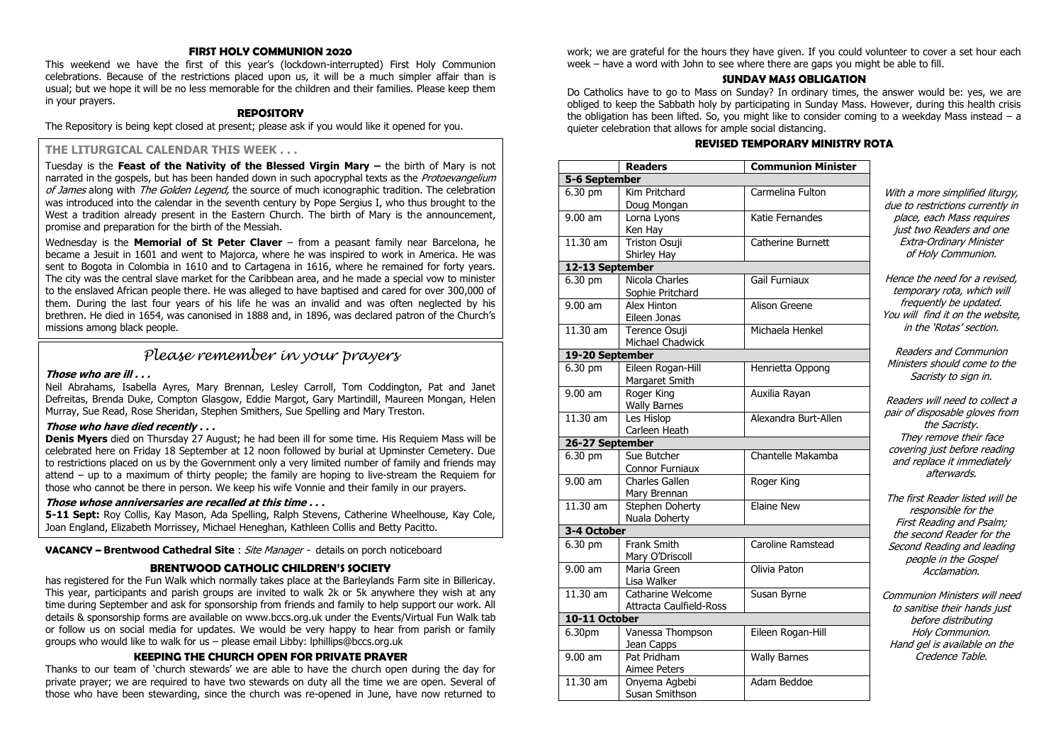### FIRST HOLY COMMUNION 2020

This weekend we have the first of this year's (lockdown-interrupted) First Holy Communion celebrations. Because of the restrictions placed upon us, it will be a much simpler affair than is usual; but we hope it will be no less memorable for the children and their families. Please keep them in your prayers.

### REPOSITORY

The Repository is being kept closed at present; please ask if you would like it opened for you.

### THE LITURGICAL CALENDAR THIS WEEK . . .

Tuesday is the **Feast of the Nativity of the Blessed Virgin Mary –** the birth of Mary is not narrated in the gospels, but has been handed down in such apocryphal texts as the *Protoevangelium of James* along with *The Golden Legend,* the source of much iconographic tradition. The celebration was introduced into the calendar in the seventh century by Pope Sergius I, who thus brought to the West a tradition already present in the Eastern Church. The birth of Mary is the announcement, promise and preparation for the birth of the Messiah.

Wednesday is the **Memorial of St Peter Claver** – from a peasant family near Barcelona, he became a Jesuit in 1601 and went to Majorca, where he was inspired to work in America. He was sent to Bogota in Colombia in 1610 and to Cartagena in 1616, where he remained for forty years. The city was the central slave market for the Caribbean area, and he made a special vow to minister to the enslaved African people there. He was alleged to have baptised and cared for over 300,000 of them. During the last four years of his life he was an invalid and was often neglected by his brethren. He died in 1654, was canonised in 1888 and, in 1896, was declared patron of the Church's missions among black people.

## *Please remember in your prayers*

***Those who are ill . . .***

Neil Abrahams, Isabella Ayres, Mary Brennan, Lesley Carroll, Tom Coddington, Pat and Janet Defreitas, Brenda Duke, Compton Glasgow, Eddie Margot, Gary Martindill, Maureen Mongan, Helen Murray, Sue Read, Rose Sheridan, Stephen Smithers, Sue Spelling and Mary Treston.

***Those who have died recently . . .***

**Denis Myers** died on Thursday 27 August; he had been ill for some time. His Requiem Mass will be celebrated here on Friday 18 September at 12 noon followed by burial at Upminster Cemetery. Due to restrictions placed on us by the Government only a very limited number of family and friends may attend – up to a maximum of thirty people; the family are hoping to live-stream the Requiem for those who cannot be there in person. We keep his wife Vonnie and their family in our prayers.

***Those whose anniversaries are recalled at this time . . .***

**5-11 Sept:** Roy Collis, Kay Mason, Ada Spelling, Ralph Stevens, Catherine Wheelhouse, Kay Cole, Joan England, Elizabeth Morrissey, Michael Heneghan, Kathleen Collis and Betty Pacitto.

**VACANCY – Brentwood Cathedral Site** : *Site Manager* - details on porch noticeboard

### BRENTWOOD CATHOLIC CHILDREN'S SOCIETY

has registered for the Fun Walk which normally takes place at the Barleylands Farm site in Billericay. This year, participants and parish groups are invited to walk 2k or 5k anywhere they wish at any time during September and ask for sponsorship from friends and family to help support our work. All details & sponsorship forms are available on www.bccs.org.uk under the Events/Virtual Fun Walk tab or follow us on social media for updates. We would be very happy to hear from parish or family groups who would like to walk for us – please email Libby: lphillips@bccs.org.uk

### KEEPING THE CHURCH OPEN FOR PRIVATE PRAYER

Thanks to our team of 'church stewards' we are able to have the church open during the day for private prayer; we are required to have two stewards on duty all the time we are open. Several of those who have been stewarding, since the church was re-opened in June, have now returned to work; we are grateful for the hours they have given. If you could volunteer to cover a set hour each week – have a word with John to see where there are gaps you might be able to fill.

### SUNDAY MASS OBLIGATION

Do Catholics have to go to Mass on Sunday? In ordinary times, the answer would be: yes, we are obliged to keep the Sabbath holy by participating in Sunday Mass. However, during this health crisis the obligation has been lifted. So, you might like to consider coming to a weekday Mass instead – a quieter celebration that allows for ample social distancing.

### REVISED TEMPORARY MINISTRY ROTA

| | Readers | Communion Minister |
|---|---|---|
| **5-6 September** | | |
| 6.30 pm | Kim Pritchard<br>Doug Mongan | Carmelina Fulton |
| 9.00 am | Lorna Lyons<br>Ken Hay | Katie Fernandes |
| 11.30 am | Triston Osuji<br>Shirley Hay | Catherine Burnett |
| **12-13 September** | | |
| 6.30 pm | Nicola Charles<br>Sophie Pritchard | Gail Furniaux |
| 9.00 am | Alex Hinton<br>Eileen Jonas | Alison Greene |
| 11.30 am | Terence Osuji<br>Michael Chadwick | Michaela Henkel |
| **19-20 September** | | |
| 6.30 pm | Eileen Rogan-Hill<br>Margaret Smith | Henrietta Oppong |
| 9.00 am | Roger King<br>Wally Barnes | Auxilia Rayan |
| 11.30 am | Les Hislop<br>Carleen Heath | Alexandra Burt-Allen |
| **26-27 September** | | |
| 6.30 pm | Sue Butcher<br>Connor Furniaux | Chantelle Makamba |
| 9.00 am | Charles Gallen<br>Mary Brennan | Roger King |
| 11.30 am | Stephen Doherty<br>Nuala Doherty | Elaine New |
| **3-4 October** | | |
| 6.30 pm | Frank Smith<br>Mary O'Driscoll | Caroline Ramstead |
| 9.00 am | Maria Green<br>Lisa Walker | Olivia Paton |
| 11.30 am | Catharine Welcome<br>Attracta Caulfield-Ross | Susan Byrne |
| **10-11 October** | | |
| 6.30pm | Vanessa Thompson<br>Jean Capps | Eileen Rogan-Hill |
| 9.00 am | Pat Pridham<br>Aimee Peters | Wally Barnes |
| 11.30 am | Onyema Agbebi<br>Susan Smithson | Adam Beddoe |

*With a more simplified liturgy, due to restrictions currently in place, each Mass requires just two Readers and one Extra-Ordinary Minister of Holy Communion.*

*Hence the need for a revised, temporary rota, which will frequently be updated. You will find it on the website, in the 'Rotas' section.*

*Readers and Communion Ministers should come to the Sacristy to sign in.*

*Readers will need to collect a pair of disposable gloves from the Sacristy. They remove their face covering just before reading and replace it immediately afterwards.*

*The first Reader listed will be responsible for the First Reading and Psalm; the second Reader for the Second Reading and leading people in the Gospel Acclamation.*

*Communion Ministers will need to sanitise their hands just before distributing Holy Communion. Hand gel is available on the Credence Table.*